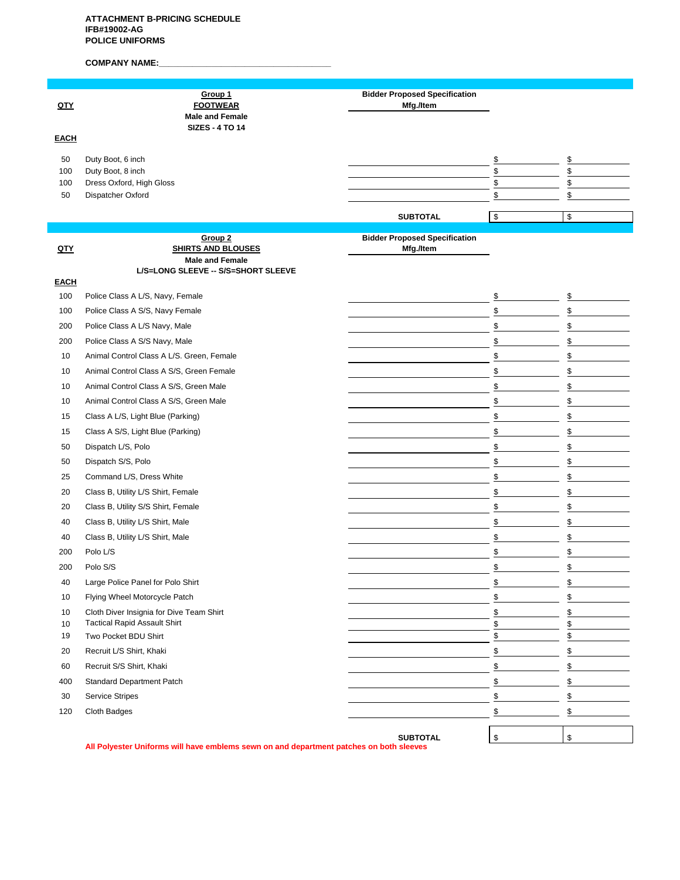**ATTACHMENT B-PRICING SCHEDULE**
**IFB#19002-AG**
**POLICE UNIFORMS**

**COMPANY NAME:\_\_\_\_\_\_\_\_\_\_\_\_\_\_\_\_\_\_\_\_\_\_\_\_\_\_\_\_\_\_\_\_\_\_\_\_**

| QTY EACH | Group 1 FOOTWEAR Male and Female SIZES - 4 TO 14 | Bidder Proposed Specification Mfg./Item | | |
|---|---|---|---|---|
| 50 | Duty Boot, 6 inch | | $ | $ |
| 100 | Duty Boot, 8 inch | | $ | $ |
| 100 | Dress Oxford, High Gloss | | $ | $ |
| 50 | Dispatcher Oxford | | $ | $ |
| | | **SUBTOTAL** | $ | $ |

| QTY EACH | Group 2 SHIRTS AND BLOUSES Male and Female L/S=LONG SLEEVE -- S/S=SHORT SLEEVE | Bidder Proposed Specification Mfg./Item | | |
|---|---|---|---|---|
| 100 | Police Class A L/S, Navy, Female | | $ | $ |
| 100 | Police Class A S/S, Navy Female | | $ | $ |
| 200 | Police Class A L/S Navy, Male | | $ | $ |
| 200 | Police Class A S/S Navy, Male | | $ | $ |
| 10 | Animal Control Class A L/S. Green, Female | | $ | $ |
| 10 | Animal Control Class A S/S, Green Female | | $ | $ |
| 10 | Animal Control Class A S/S, Green Male | | $ | $ |
| 10 | Animal Control Class A S/S, Green Male | | $ | $ |
| 15 | Class A L/S, Light Blue (Parking) | | $ | $ |
| 15 | Class A S/S, Light Blue (Parking) | | $ | $ |
| 50 | Dispatch L/S, Polo | | $ | $ |
| 50 | Dispatch S/S, Polo | | $ | $ |
| 25 | Command L/S, Dress White | | $ | $ |
| 20 | Class B, Utility L/S Shirt, Female | | $ | $ |
| 20 | Class B, Utility S/S Shirt, Female | | $ | $ |
| 40 | Class B, Utility L/S Shirt, Male | | $ | $ |
| 40 | Class B, Utility L/S Shirt, Male | | $ | $ |
| 200 | Polo L/S | | $ | $ |
| 200 | Polo S/S | | $ | $ |
| 40 | Large Police Panel for Polo Shirt | | $ | $ |
| 10 | Flying Wheel Motorcycle Patch | | $ | $ |
| 10 | Cloth Diver Insignia for Dive Team Shirt | | $ | $ |
| 10 | Tactical Rapid Assault Shirt | | $ | $ |
| 19 | Two Pocket BDU Shirt | | $ | $ |
| 20 | Recruit L/S Shirt, Khaki | | $ | $ |
| 60 | Recruit S/S Shirt, Khaki | | $ | $ |
| 400 | Standard Department Patch | | $ | $ |
| 30 | Service Stripes | | $ | $ |
| 120 | Cloth Badges | | $ | $ |
| | | **SUBTOTAL** | $ | $ |

**All Polyester Uniforms will have emblems sewn on and department patches on both sleeves**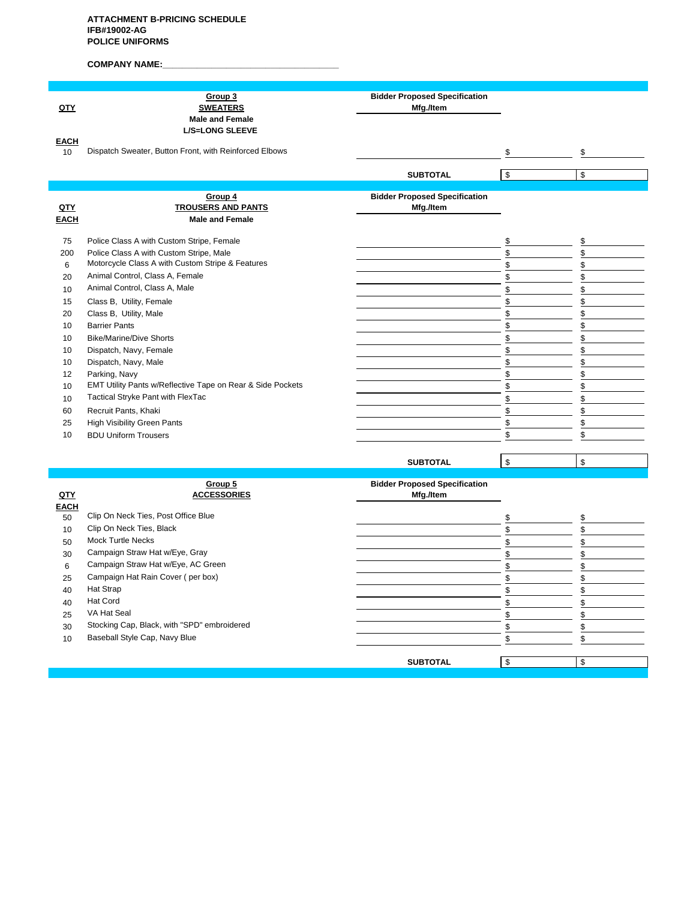**ATTACHMENT B-PRICING SCHEDULE**
**IFB#19002-AG**
**POLICE UNIFORMS**

**COMPANY NAME:\_\_\_\_\_\_\_\_\_\_\_\_\_\_\_\_\_\_\_\_\_\_\_\_\_\_\_\_\_\_\_\_\_\_\_\_**

| QTY EACH | Group 3 SWEATERS Male and Female L/S=LONG SLEEVE | Bidder Proposed Specification Mfg./Item | | |
|---|---|---|---|---|
| 10 | Dispatch Sweater, Button Front, with Reinforced Elbows | | $ | $ |
| | | **SUBTOTAL** | $ | $ |

| QTY EACH | Group 4 TROUSERS AND PANTS Male and Female | Bidder Proposed Specification Mfg./Item | | |
|---|---|---|---|---|
| 75 | Police Class A with Custom Stripe, Female | | $ | $ |
| 200 | Police Class A with Custom Stripe, Male | | $ | $ |
| 6 | Motorcycle Class A with Custom Stripe & Features | | $ | $ |
| 20 | Animal Control, Class A, Female | | $ | $ |
| 10 | Animal Control, Class A, Male | | $ | $ |
| 15 | Class B, Utility, Female | | $ | $ |
| 20 | Class B, Utility, Male | | $ | $ |
| 10 | Barrier Pants | | $ | $ |
| 10 | Bike/Marine/Dive Shorts | | $ | $ |
| 10 | Dispatch, Navy, Female | | $ | $ |
| 10 | Dispatch, Navy, Male | | $ | $ |
| 12 | Parking, Navy | | $ | $ |
| 10 | EMT Utility Pants w/Reflective Tape on Rear & Side Pockets | | $ | $ |
| 10 | Tactical Stryke Pant with FlexTac | | $ | $ |
| 60 | Recruit Pants, Khaki | | $ | $ |
| 25 | High Visibility Green Pants | | $ | $ |
| 10 | BDU Uniform Trousers | | $ | $ |
| | | **SUBTOTAL** | $ | $ |

| QTY EACH | Group 5 ACCESSORIES | Bidder Proposed Specification Mfg./Item | | |
|---|---|---|---|---|
| 50 | Clip On Neck Ties, Post Office Blue | | $ | $ |
| 10 | Clip On Neck Ties, Black | | $ | $ |
| 50 | Mock Turtle Necks | | $ | $ |
| 30 | Campaign Straw Hat w/Eye, Gray | | $ | $ |
| 6 | Campaign Straw Hat w/Eye, AC Green | | $ | $ |
| 25 | Campaign Hat Rain Cover ( per box) | | $ | $ |
| 40 | Hat Strap | | $ | $ |
| 40 | Hat Cord | | $ | $ |
| 25 | VA Hat Seal | | $ | $ |
| 30 | Stocking Cap, Black, with "SPD" embroidered | | $ | $ |
| 10 | Baseball Style Cap, Navy Blue | | $ | $ |
| | | **SUBTOTAL** | $ | $ |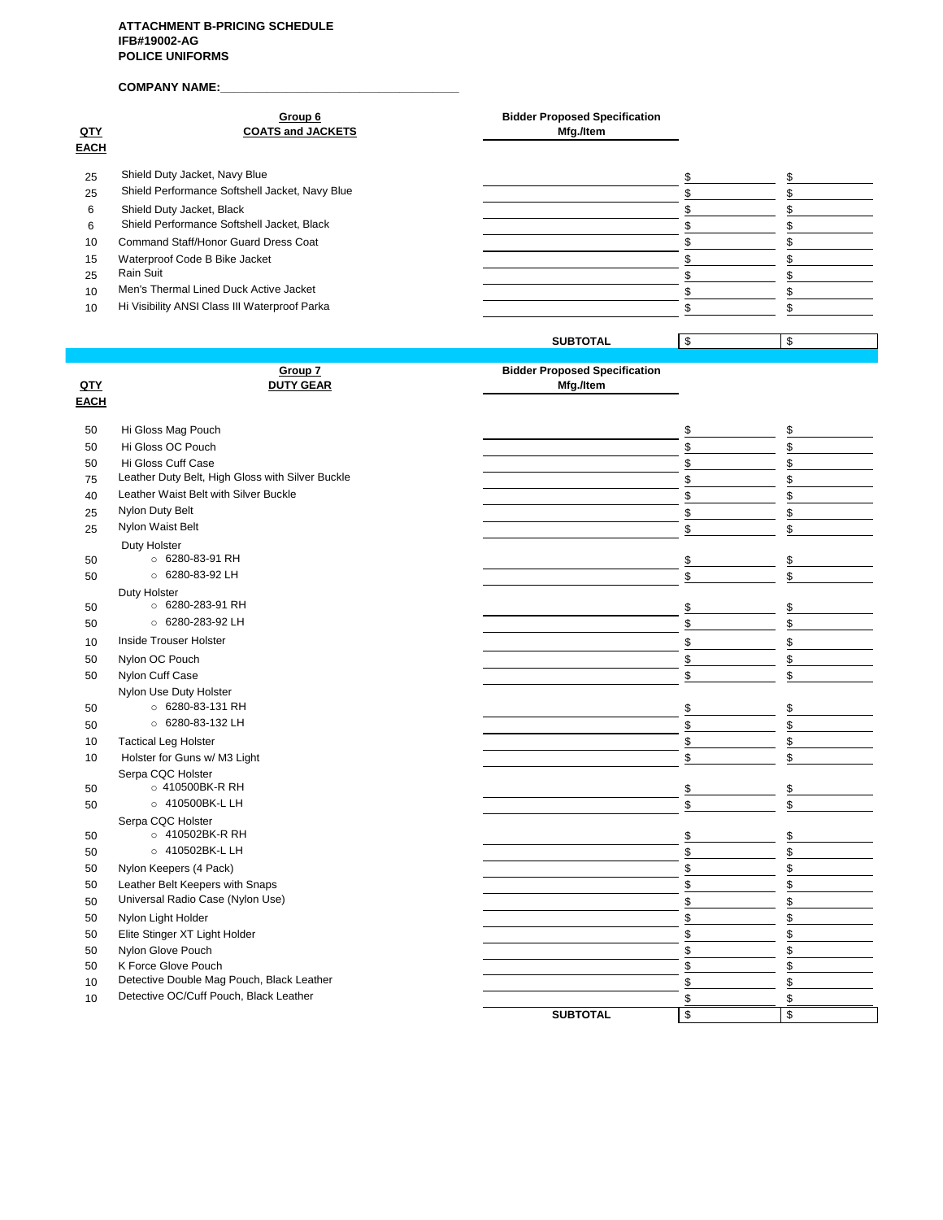**ATTACHMENT B-PRICING SCHEDULE**
**IFB#19002-AG**
**POLICE UNIFORMS**

**COMPANY NAME:___________________________________**

| QTY EACH | Group 6 COATS and JACKETS | Bidder Proposed Specification Mfg./Item | | |
|---|---|---|---|---|
| 25 | Shield Duty Jacket, Navy Blue | | $ | $ |
| 25 | Shield Performance Softshell Jacket, Navy Blue | | $ | $ |
| 6 | Shield Duty Jacket, Black | | $ | $ |
| 6 | Shield Performance Softshell Jacket, Black | | $ | $ |
| 10 | Command Staff/Honor Guard Dress Coat | | $ | $ |
| 15 | Waterproof Code B Bike Jacket | | $ | $ |
| 25 | Rain Suit | | $ | $ |
| 10 | Men's Thermal Lined Duck Active Jacket | | $ | $ |
| 10 | Hi Visibility ANSI Class III Waterproof Parka | | $ | $ |
| | | **SUBTOTAL** | $ | $ |

| QTY EACH | Group 7 DUTY GEAR | Bidder Proposed Specification Mfg./Item | | |
|---|---|---|---|---|
| 50 | Hi Gloss Mag Pouch | | $ | $ |
| 50 | Hi Gloss OC Pouch | | $ | $ |
| 50 | Hi Gloss Cuff Case | | $ | $ |
| 75 | Leather Duty Belt, High Gloss with Silver Buckle | | $ | $ |
| 40 | Leather Waist Belt with Silver Buckle | | $ | $ |
| 25 | Nylon Duty Belt | | $ | $ |
| 25 | Nylon Waist Belt | | $ | $ |
| | Duty Holster | | | |
| 50 | ○ 6280-83-91 RH | | $ | $ |
| 50 | ○ 6280-83-92 LH | | $ | $ |
| | Duty Holster | | | |
| 50 | ○ 6280-283-91 RH | | $ | $ |
| 50 | ○ 6280-283-92 LH | | $ | $ |
| 10 | Inside Trouser Holster | | $ | $ |
| 50 | Nylon OC Pouch | | $ | $ |
| 50 | Nylon Cuff Case | | $ | $ |
| | Nylon Use Duty Holster | | | |
| 50 | ○ 6280-83-131 RH | | $ | $ |
| 50 | ○ 6280-83-132 LH | | $ | $ |
| 10 | Tactical Leg Holster | | $ | $ |
| 10 | Holster for Guns w/ M3 Light | | $ | $ |
| | Serpa CQC Holster | | | |
| 50 | ○ 410500BK-R RH | | $ | $ |
| 50 | ○ 410500BK-L LH | | $ | $ |
| | Serpa CQC Holster | | | |
| 50 | ○ 410502BK-R RH | | $ | $ |
| 50 | ○ 410502BK-L LH | | $ | $ |
| 50 | Nylon Keepers (4 Pack) | | $ | $ |
| 50 | Leather Belt Keepers with Snaps | | $ | $ |
| 50 | Universal Radio Case (Nylon Use) | | $ | $ |
| 50 | Nylon Light Holder | | $ | $ |
| 50 | Elite Stinger XT Light Holder | | $ | $ |
| 50 | Nylon Glove Pouch | | $ | $ |
| 50 | K Force Glove Pouch | | $ | $ |
| 10 | Detective Double Mag Pouch, Black Leather | | $ | $ |
| 10 | Detective OC/Cuff Pouch, Black Leather | | $ | $ |
| | | **SUBTOTAL** | $ | $ |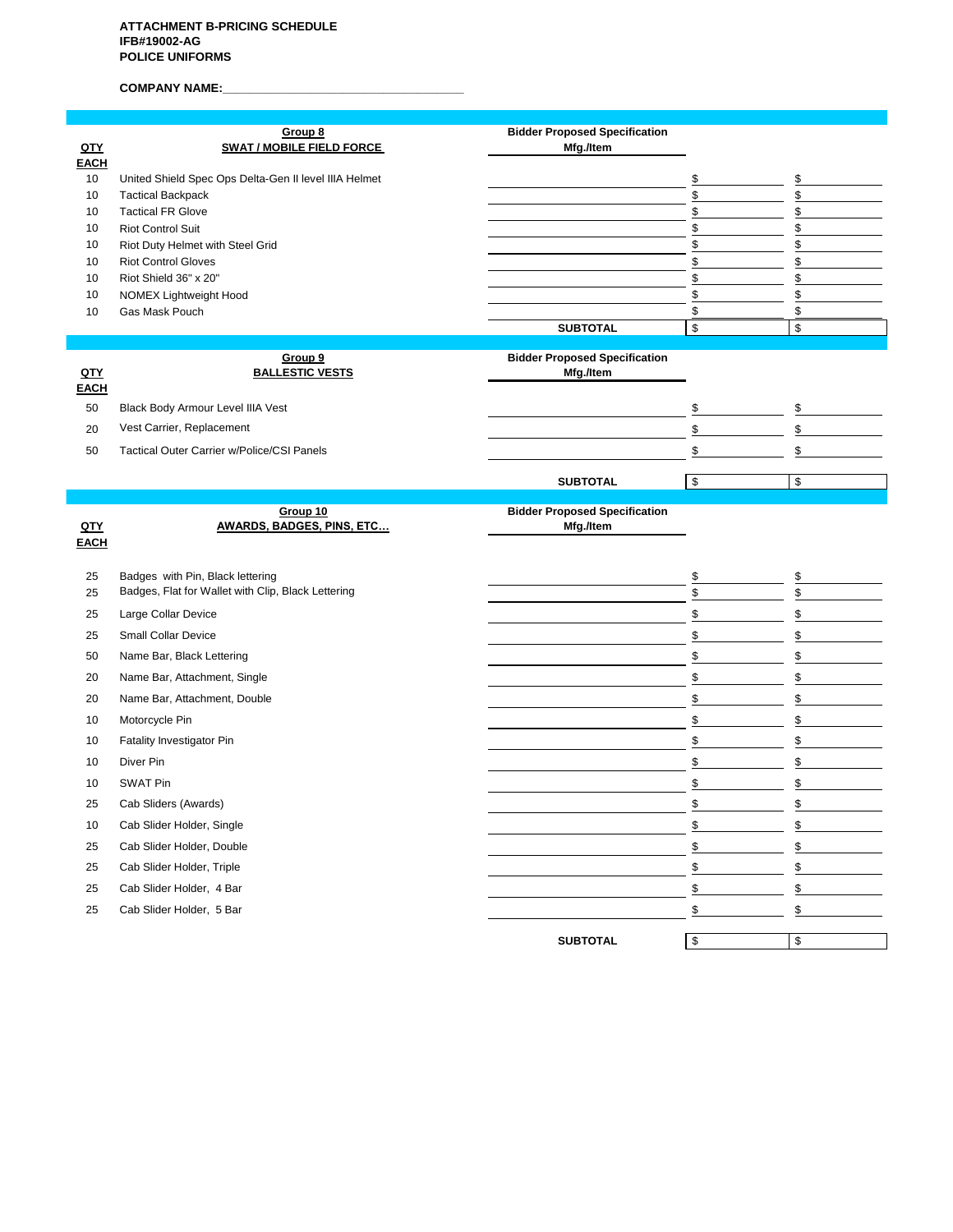**ATTACHMENT B-PRICING SCHEDULE**
**IFB#19002-AG**
**POLICE UNIFORMS**

**COMPANY NAME:___________________________________**

| QTY EACH | Group 8 SWAT / MOBILE FIELD FORCE | Bidder Proposed Specification Mfg./Item | | |
|---|---|---|---|---|
| 10 | United Shield Spec Ops Delta-Gen II level IIIA Helmet | | $ | $ |
| 10 | Tactical Backpack | | $ | $ |
| 10 | Tactical FR Glove | | $ | $ |
| 10 | Riot Control Suit | | $ | $ |
| 10 | Riot Duty Helmet with Steel Grid | | $ | $ |
| 10 | Riot Control Gloves | | $ | $ |
| 10 | Riot Shield 36" x 20" | | $ | $ |
| 10 | NOMEX Lightweight Hood | | $ | $ |
| 10 | Gas Mask Pouch | | $ | $ |
| | | **SUBTOTAL** | $ | $ |

| QTY EACH | Group 9 BALLESTIC VESTS | Bidder Proposed Specification Mfg./Item | | |
|---|---|---|---|---|
| 50 | Black Body Armour Level IIIA Vest | | $ | $ |
| 20 | Vest Carrier, Replacement | | $ | $ |
| 50 | Tactical Outer Carrier w/Police/CSI Panels | | $ | $ |
| | | **SUBTOTAL** | $ | $ |

| QTY EACH | Group 10 AWARDS, BADGES, PINS, ETC… | Bidder Proposed Specification Mfg./Item | | |
|---|---|---|---|---|
| 25 | Badges with Pin, Black lettering | | $ | $ |
| 25 | Badges, Flat for Wallet with Clip, Black Lettering | | $ | $ |
| 25 | Large Collar Device | | $ | $ |
| 25 | Small Collar Device | | $ | $ |
| 50 | Name Bar, Black Lettering | | $ | $ |
| 20 | Name Bar, Attachment, Single | | $ | $ |
| 20 | Name Bar, Attachment, Double | | $ | $ |
| 10 | Motorcycle Pin | | $ | $ |
| 10 | Fatality Investigator Pin | | $ | $ |
| 10 | Diver Pin | | $ | $ |
| 10 | SWAT Pin | | $ | $ |
| 25 | Cab Sliders (Awards) | | $ | $ |
| 10 | Cab Slider Holder, Single | | $ | $ |
| 25 | Cab Slider Holder, Double | | $ | $ |
| 25 | Cab Slider Holder, Triple | | $ | $ |
| 25 | Cab Slider Holder, 4 Bar | | $ | $ |
| 25 | Cab Slider Holder, 5 Bar | | $ | $ |
| | | **SUBTOTAL** | $ | $ |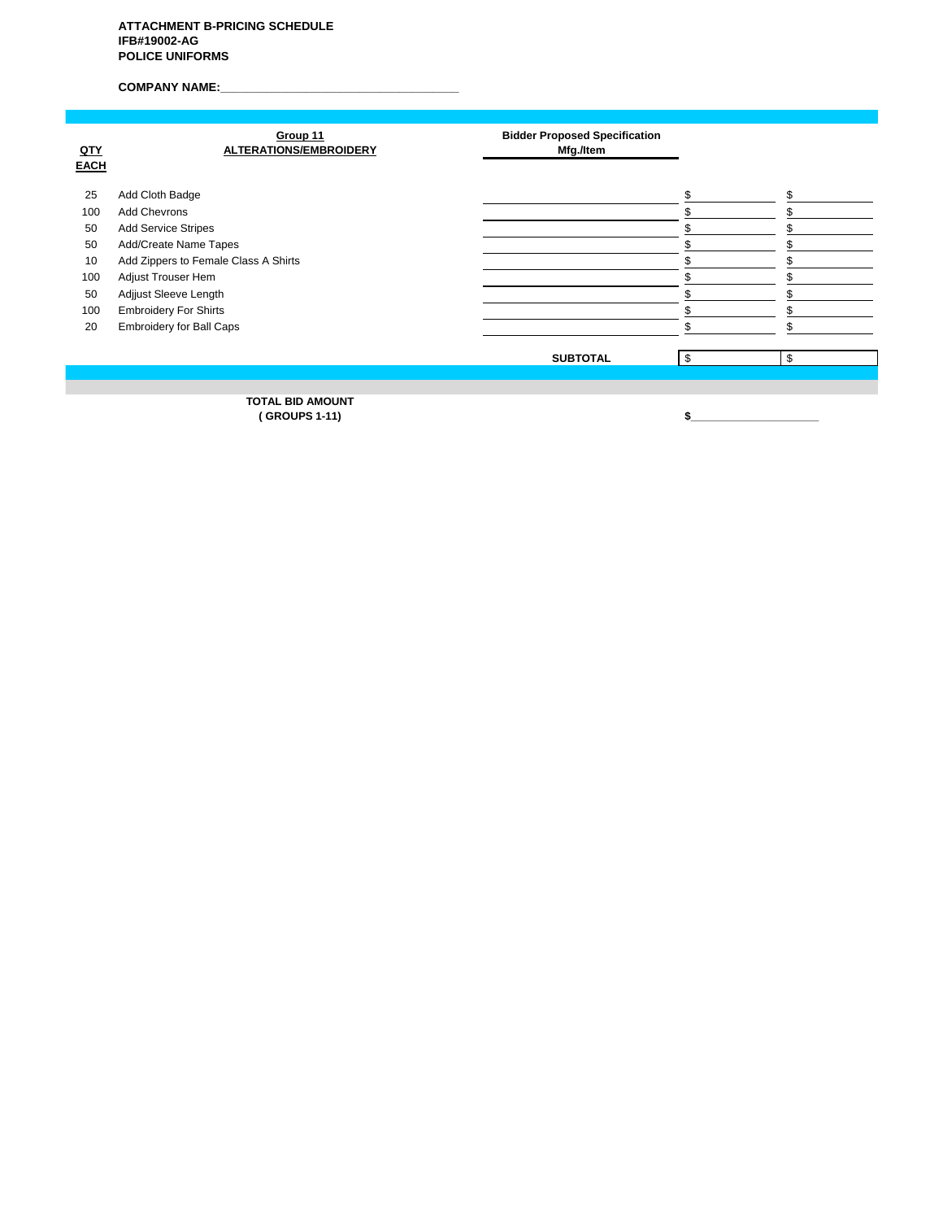**ATTACHMENT B-PRICING SCHEDULE**
**IFB#19002-AG**
**POLICE UNIFORMS**

**COMPANY NAME:**___________________________________

| QTY EACH | Group 11 ALTERATIONS/EMBROIDERY | Bidder Proposed Specification Mfg./Item | | |
|---|---|---|---|---|
| 25 | Add Cloth Badge | | $ | $ |
| 100 | Add Chevrons | | $ | $ |
| 50 | Add Service Stripes | | $ | $ |
| 50 | Add/Create Name Tapes | | $ | $ |
| 10 | Add Zippers to Female Class A Shirts | | $ | $ |
| 100 | Adjust Trouser Hem | | $ | $ |
| 50 | Adjjust Sleeve Length | | $ | $ |
| 100 | Embroidery For Shirts | | $ | $ |
| 20 | Embroidery for Ball Caps | | $ | $ |
| | | **SUBTOTAL** | $ | $ |

**TOTAL BID AMOUNT**
**( GROUPS 1-11)** **$**____________________